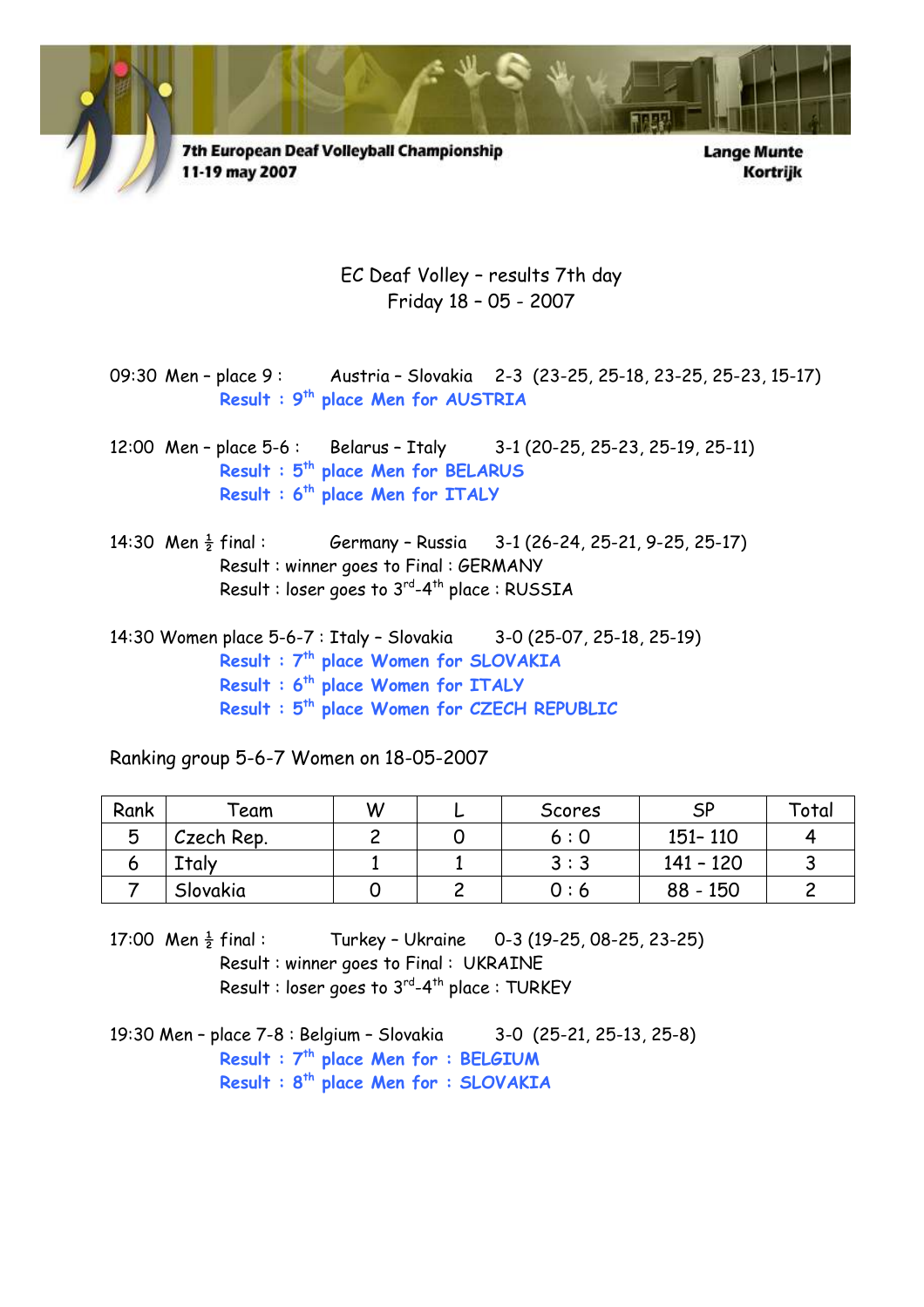7th European Deaf Volleyball Championship
11-19 may 2007

Lange Munte
Kortrijk

# EC Deaf Volley – results 7th day
## Friday 18 – 05 - 2007

09:30 Men – place 9 : Austria – Slovakia 2-3 (23-25, 25-18, 23-25, 25-23, 15-17)
**Result : 9th place Men for AUSTRIA**

12:00 Men – place 5-6 : Belarus – Italy 3-1 (20-25, 25-23, 25-19, 25-11)
**Result : 5th place Men for BELARUS**
**Result : 6th place Men for ITALY**

14:30 Men ½ final : Germany – Russia 3-1 (26-24, 25-21, 9-25, 25-17)
Result : winner goes to Final : GERMANY
Result : loser goes to 3rd-4th place : RUSSIA

14:30 Women place 5-6-7 : Italy – Slovakia 3-0 (25-07, 25-18, 25-19)
**Result : 7th place Women for SLOVAKIA**
**Result : 6th place Women for ITALY**
**Result : 5th place Women for CZECH REPUBLIC**

Ranking group 5-6-7 Women on 18-05-2007

| Rank | Team | W | L | Scores | SP | Total |
|---|---|---|---|---|---|---|
| 5 | Czech Rep. | 2 | 0 | 6 : 0 | 151– 110 | 4 |
| 6 | Italy | 1 | 1 | 3 : 3 | 141 – 120 | 3 |
| 7 | Slovakia | 0 | 2 | 0 : 6 | 88 - 150 | 2 |

17:00 Men ½ final : Turkey – Ukraine 0-3 (19-25, 08-25, 23-25)
Result : winner goes to Final : UKRAINE
Result : loser goes to 3rd-4th place : TURKEY

19:30 Men – place 7-8 : Belgium – Slovakia 3-0 (25-21, 25-13, 25-8)
**Result : 7th place Men for : BELGIUM**
**Result : 8th place Men for : SLOVAKIA**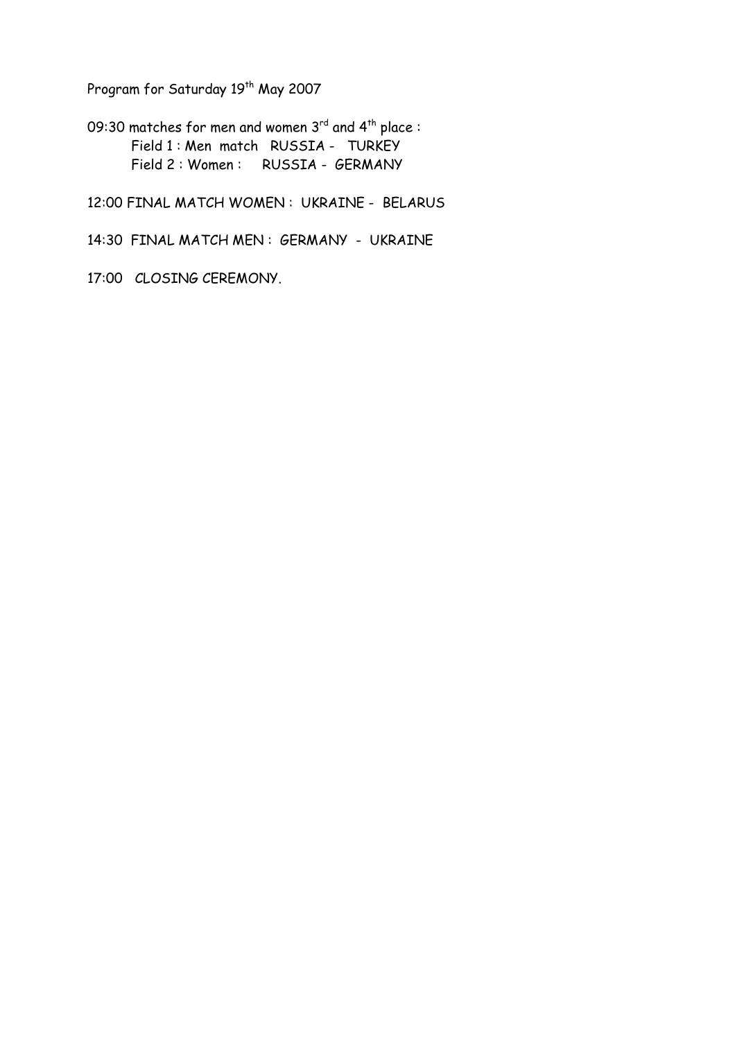Program for Saturday 19th May 2007

09:30 matches for men and women 3rd and 4th place :

Field 1 : Men match RUSSIA - TURKEY

Field 2 : Women : RUSSIA - GERMANY

12:00 FINAL MATCH WOMEN : UKRAINE - BELARUS

14:30 FINAL MATCH MEN : GERMANY - UKRAINE

17:00 CLOSING CEREMONY.